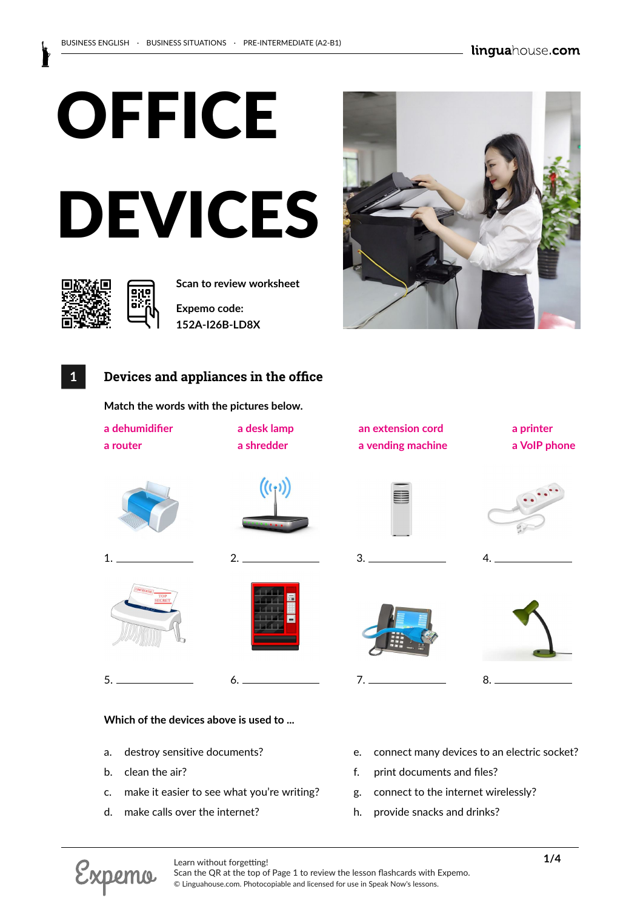# OFFICE DEVICES

Scan to review worksheet

Expemo code:
152A-I26B-LD8X

## 1 Devices and appliances in the office

Match the words with the pictures below.

a dehumidifier, a desk lamp, an extension cord, a printer, a router, a shredder, a vending machine, a VoIP phone

1. ____________
2. ____________
3. ____________
4. ____________
5. ____________
6. ____________
7. ____________
8. ____________

Which of the devices above is used to ...

a. destroy sensitive documents?
b. clean the air?
c. make it easier to see what you're writing?
d. make calls over the internet?
e. connect many devices to an electric socket?
f. print documents and files?
g. connect to the internet wirelessly?
h. provide snacks and drinks?

Learn without forgetting!
Scan the QR at the top of Page 1 to review the lesson flashcards with Expemo.
© Linguahouse.com. Photocopiable and licensed for use in Speak Now's lessons.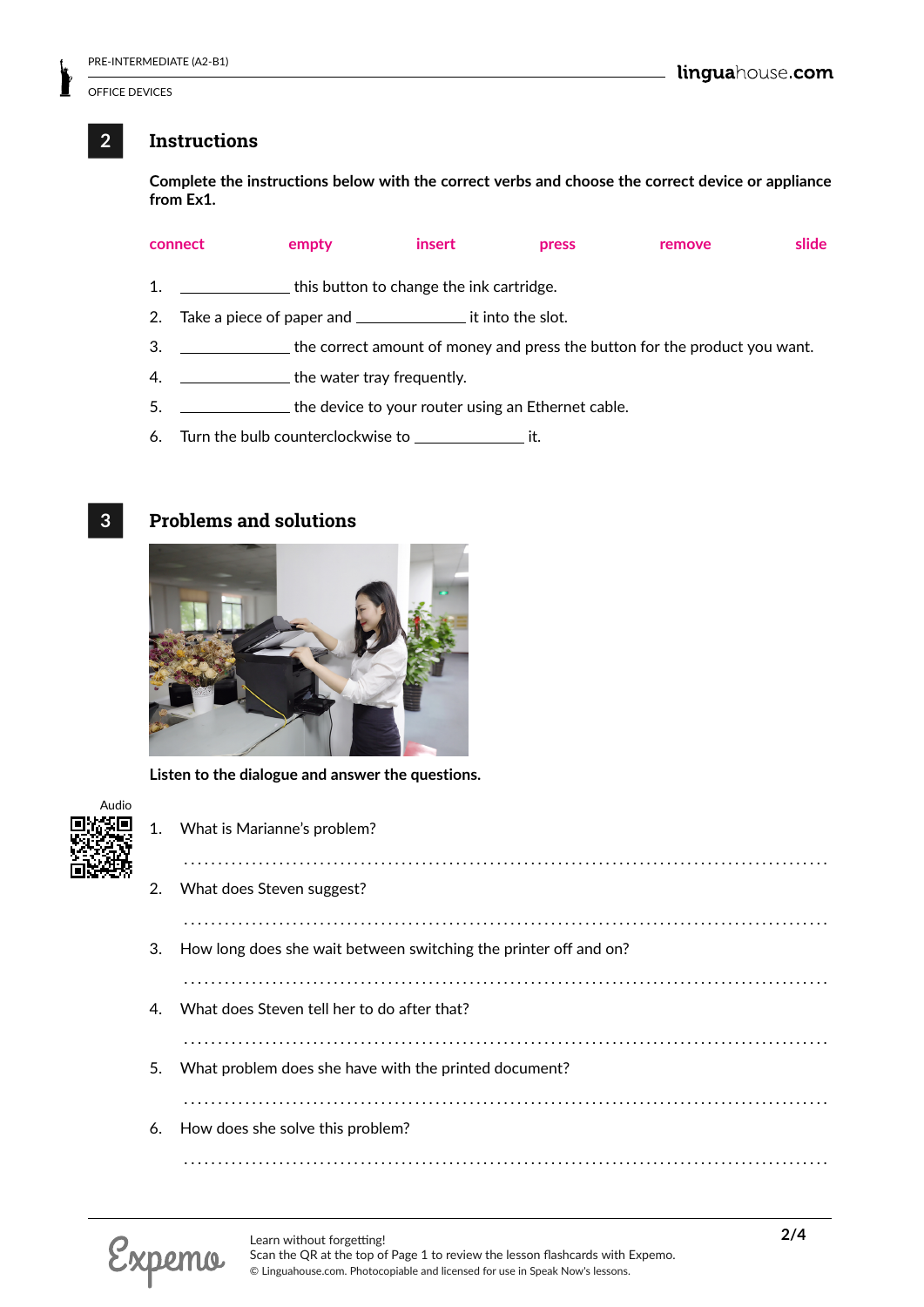## 2 Instructions

**Complete the instructions below with the correct verbs and choose the correct device or appliance from Ex1.**

connect empty insert press remove slide

1. ____________ this button to change the ink cartridge.
2. Take a piece of paper and ____________ it into the slot.
3. ____________ the correct amount of money and press the button for the product you want.
4. ____________ the water tray frequently.
5. ____________ the device to your router using an Ethernet cable.
6. Turn the bulb counterclockwise to ____________ it.

## 3 Problems and solutions

**Listen to the dialogue and answer the questions.**

Audio

1. What is Marianne's problem?

   ..........................................................................................

2. What does Steven suggest?

   ..........................................................................................

3. How long does she wait between switching the printer off and on?

   ..........................................................................................

4. What does Steven tell her to do after that?

   ..........................................................................................

5. What problem does she have with the printed document?

   ..........................................................................................

6. How does she solve this problem?

   ..........................................................................................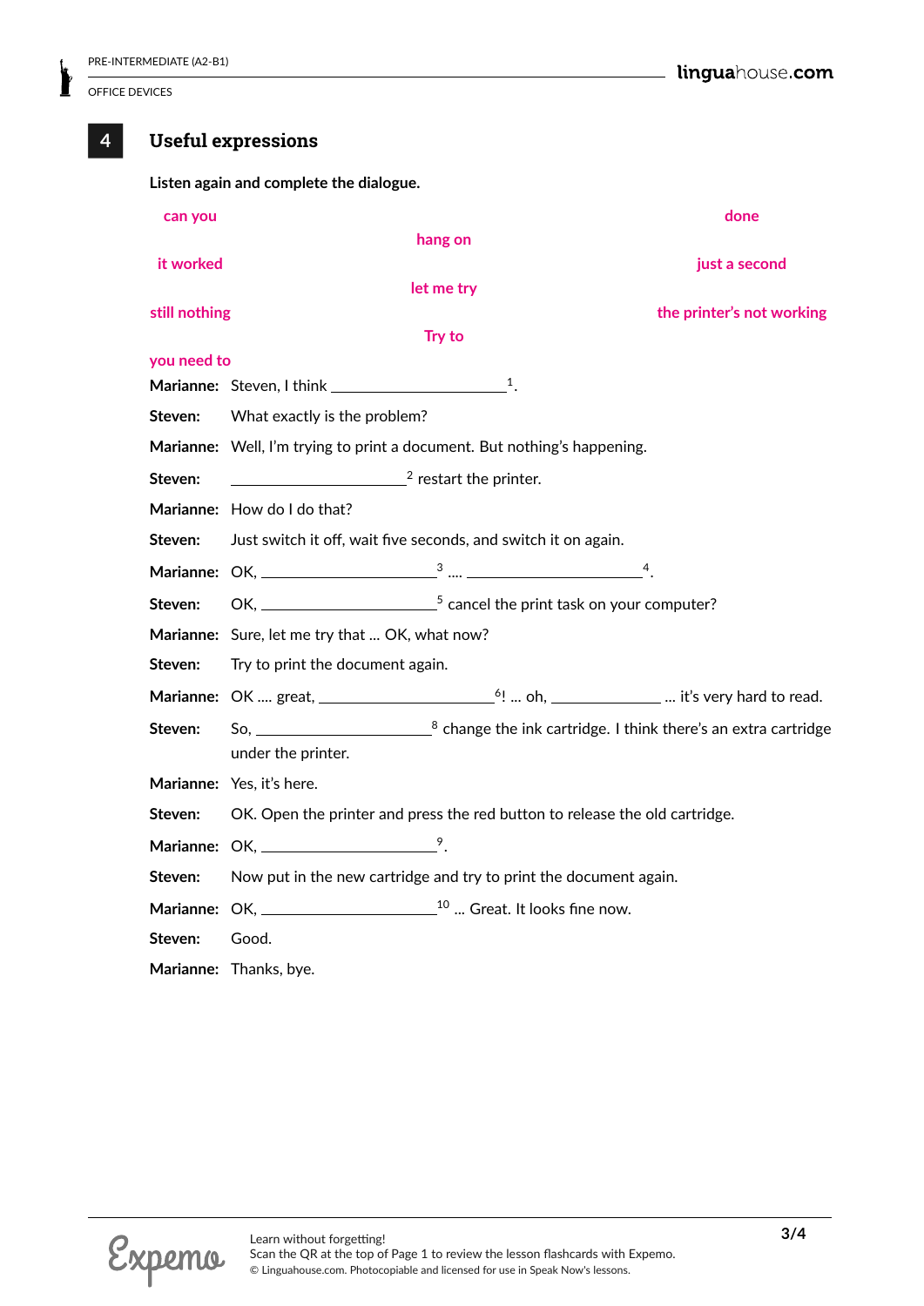## 4 Useful expressions

**Listen again and complete the dialogue.**

can you · done · hang on · it worked · just a second · let me try · still nothing · the printer's not working · Try to · you need to

**Marianne:** Steven, I think ____________________[1].

**Steven:** What exactly is the problem?

**Marianne:** Well, I'm trying to print a document. But nothing's happening.

**Steven:** ____________________[2] restart the printer.

**Marianne:** How do I do that?

**Steven:** Just switch it off, wait five seconds, and switch it on again.

**Marianne:** OK, ____________________[3] .... ____________________[4].

**Steven:** OK, ____________________[5] cancel the print task on your computer?

**Marianne:** Sure, let me try that ... OK, what now?

**Steven:** Try to print the document again.

**Marianne:** OK .... great, ____________________[6]! ... oh, ______________ ... it's very hard to read.

**Steven:** So, ____________________[8] change the ink cartridge. I think there's an extra cartridge under the printer.

**Marianne:** Yes, it's here.

**Steven:** OK. Open the printer and press the red button to release the old cartridge.

**Marianne:** OK, ____________________[9].

**Steven:** Now put in the new cartridge and try to print the document again.

**Marianne:** OK, ____________________[10] ... Great. It looks fine now.

**Steven:** Good.

**Marianne:** Thanks, bye.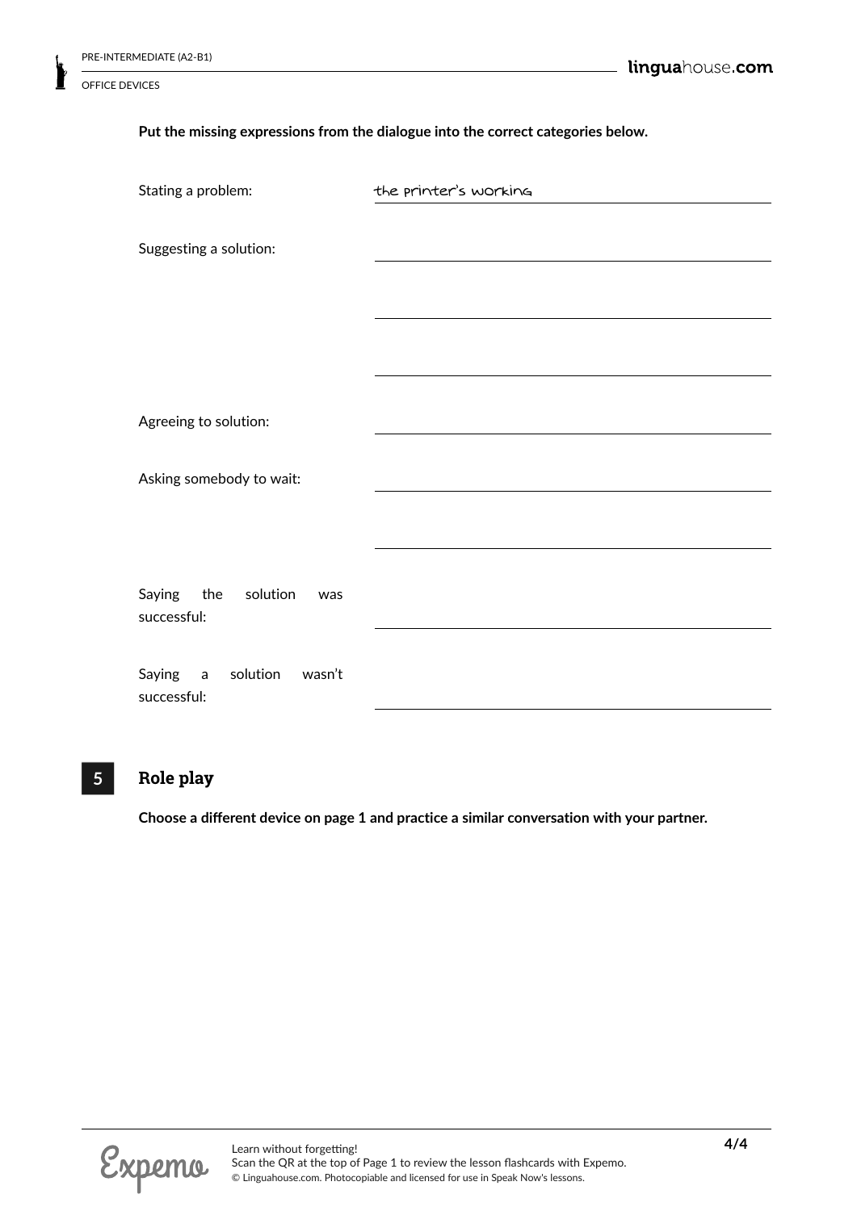Put the missing expressions from the dialogue into the correct categories below.

Stating a problem: the printer's working

Suggesting a solution: ______________________

______________________

______________________

Agreeing to solution: ______________________

Asking somebody to wait: ______________________

______________________

Saying the solution was successful: ______________________

Saying a solution wasn't successful: ______________________

## 5 Role play

**Choose a different device on page 1 and practice a similar conversation with your partner.**

Learn without forgetting!
Scan the QR at the top of Page 1 to review the lesson flashcards with Expemo.
© Linguahouse.com. Photocopiable and licensed for use in Speak Now's lessons.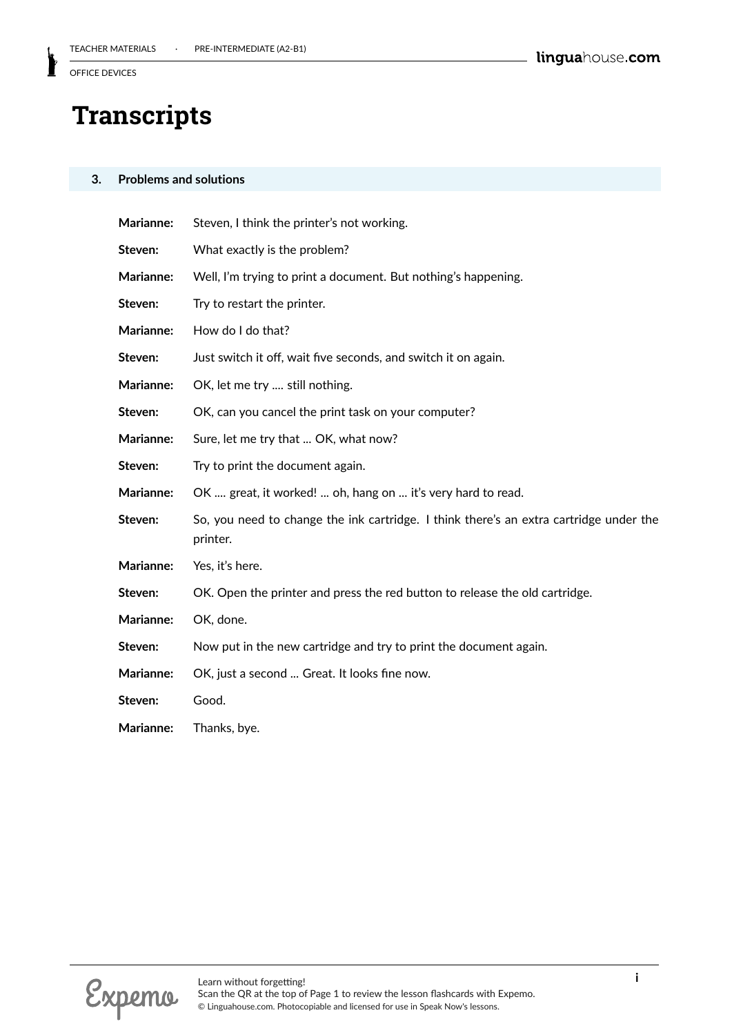# Transcripts

## 3. Problems and solutions

**Marianne:** Steven, I think the printer's not working.

**Steven:** What exactly is the problem?

**Marianne:** Well, I'm trying to print a document. But nothing's happening.

**Steven:** Try to restart the printer.

**Marianne:** How do I do that?

**Steven:** Just switch it off, wait five seconds, and switch it on again.

**Marianne:** OK, let me try .... still nothing.

**Steven:** OK, can you cancel the print task on your computer?

**Marianne:** Sure, let me try that ... OK, what now?

**Steven:** Try to print the document again.

**Marianne:** OK .... great, it worked! ... oh, hang on ... it's very hard to read.

**Steven:** So, you need to change the ink cartridge. I think there's an extra cartridge under the printer.

**Marianne:** Yes, it's here.

**Steven:** OK. Open the printer and press the red button to release the old cartridge.

**Marianne:** OK, done.

**Steven:** Now put in the new cartridge and try to print the document again.

**Marianne:** OK, just a second ... Great. It looks fine now.

**Steven:** Good.

**Marianne:** Thanks, bye.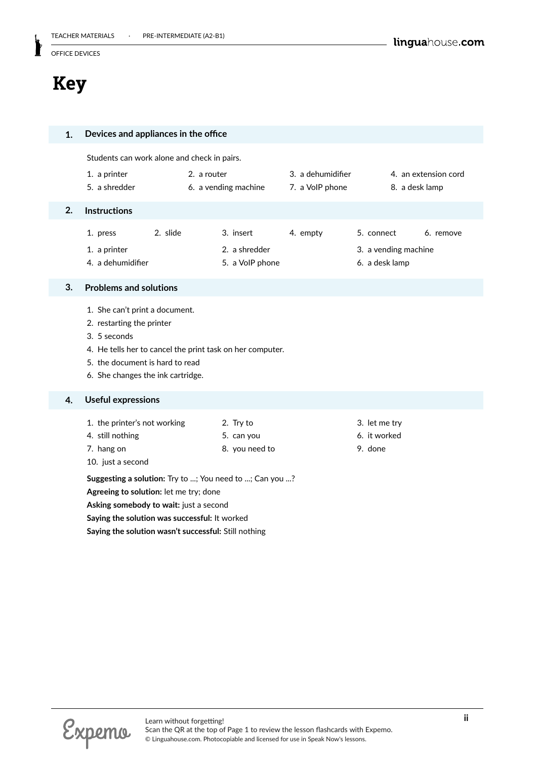# Key

## 1. Devices and appliances in the office

Students can work alone and check in pairs.

1. a printer
2. a router
3. a dehumidifier
4. an extension cord
5. a shredder
6. a vending machine
7. a VoIP phone
8. a desk lamp

## 2. Instructions

1. press
2. slide
3. insert
4. empty
5. connect
6. remove

1. a printer
2. a shredder
3. a vending machine
4. a dehumidifier
5. a VoIP phone
6. a desk lamp

## 3. Problems and solutions

1. She can't print a document.
2. restarting the printer
3. 5 seconds
4. He tells her to cancel the print task on her computer.
5. the document is hard to read
6. She changes the ink cartridge.

## 4. Useful expressions

1. the printer's not working
2. Try to
3. let me try
4. still nothing
5. can you
6. it worked
7. hang on
8. you need to
9. done
10. just a second

**Suggesting a solution:** Try to ...; You need to ...; Can you ...?
**Agreeing to solution:** let me try; done
**Asking somebody to wait:** just a second
**Saying the solution was successful:** It worked
**Saying the solution wasn't successful:** Still nothing